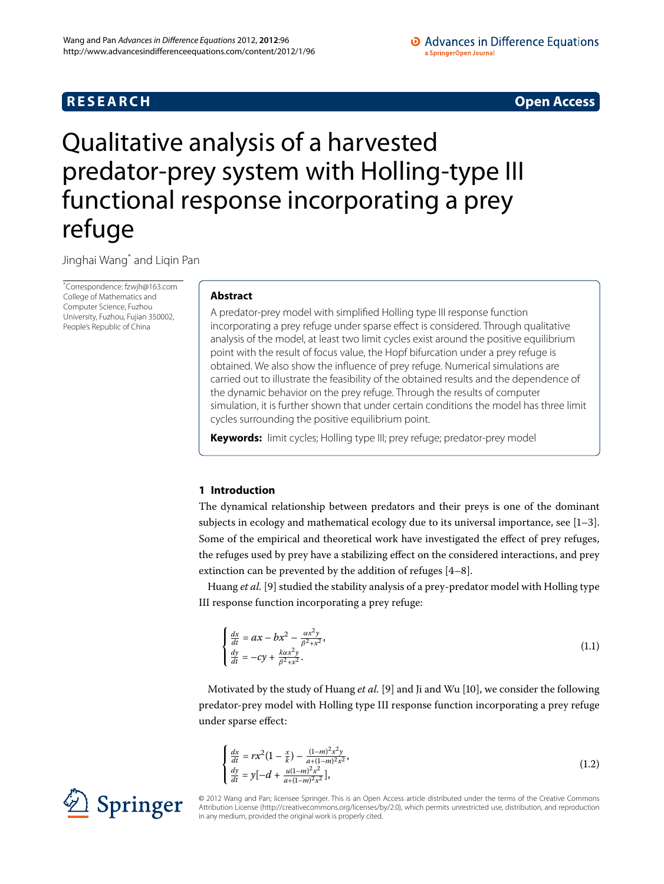# Qualitative analysis of a harvested predator-prey system with Holling-type III functional response incorporating a prey refuge

Jinghai Wang* and Liqin Pan

*Correspondence: fzwjh@163.com
College of Mathematics and Computer Science, Fuzhou University, Fuzhou, Fujian 350002, People's Republic of China

## Abstract

A predator-prey model with simplified Holling type III response function incorporating a prey refuge under sparse effect is considered. Through qualitative analysis of the model, at least two limit cycles exist around the positive equilibrium point with the result of focus value, the Hopf bifurcation under a prey refuge is obtained. We also show the influence of prey refuge. Numerical simulations are carried out to illustrate the feasibility of the obtained results and the dependence of the dynamic behavior on the prey refuge. Through the results of computer simulation, it is further shown that under certain conditions the model has three limit cycles surrounding the positive equilibrium point.

**Keywords:** limit cycles; Holling type III; prey refuge; predator-prey model

## 1 Introduction

The dynamical relationship between predators and their preys is one of the dominant subjects in ecology and mathematical ecology due to its universal importance, see [1–3]. Some of the empirical and theoretical work have investigated the effect of prey refuges, the refuges used by prey have a stabilizing effect on the considered interactions, and prey extinction can be prevented by the addition of refuges [4–8].

Huang *et al.* [9] studied the stability analysis of a prey-predator model with Holling type III response function incorporating a prey refuge:

$$\begin{cases} \frac{dx}{dt} = ax - bx^2 - \frac{\alpha x^2 y}{\beta^2 + x^2}, \\ \frac{dy}{dt} = -cy + \frac{k\alpha x^2 y}{\beta^2 + x^2}. \end{cases} \tag{1.1}$$

Motivated by the study of Huang *et al.* [9] and Ji and Wu [10], we consider the following predator-prey model with Holling type III response function incorporating a prey refuge under sparse effect:

$$\begin{cases} \frac{dx}{dt} = rx^2(1 - \frac{x}{k}) - \frac{(1-m)^2 x^2 y}{a + (1-m)^2 x^2}, \\ \frac{dy}{dt} = y[-d + \frac{u(1-m)^2 x^2}{a + (1-m)^2 x^2}], \end{cases} \tag{1.2}$$

© 2012 Wang and Pan; licensee Springer. This is an Open Access article distributed under the terms of the Creative Commons Attribution License (http://creativecommons.org/licenses/by/2.0), which permits unrestricted use, distribution, and reproduction in any medium, provided the original work is properly cited.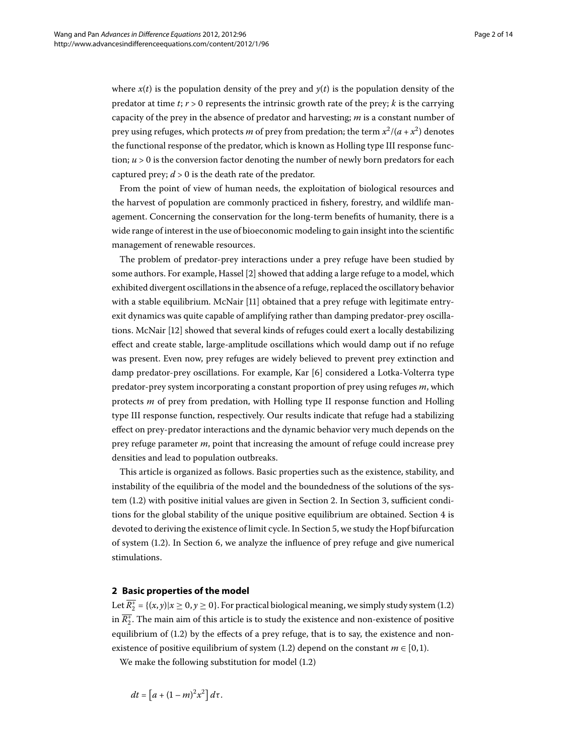where $x(t)$ is the population density of the prey and $y(t)$ is the population density of the predator at time $t$; $r > 0$ represents the intrinsic growth rate of the prey; $k$ is the carrying capacity of the prey in the absence of predator and harvesting; $m$ is a constant number of prey using refuges, which protects $m$ of prey from predation; the term $x^2/(a + x^2)$ denotes the functional response of the predator, which is known as Holling type III response function; $u > 0$ is the conversion factor denoting the number of newly born predators for each captured prey; $d > 0$ is the death rate of the predator.

From the point of view of human needs, the exploitation of biological resources and the harvest of population are commonly practiced in fishery, forestry, and wildlife management. Concerning the conservation for the long-term benefits of humanity, there is a wide range of interest in the use of bioeconomic modeling to gain insight into the scientific management of renewable resources.

The problem of predator-prey interactions under a prey refuge have been studied by some authors. For example, Hassel [2] showed that adding a large refuge to a model, which exhibited divergent oscillations in the absence of a refuge, replaced the oscillatory behavior with a stable equilibrium. McNair [11] obtained that a prey refuge with legitimate entry-exit dynamics was quite capable of amplifying rather than damping predator-prey oscillations. McNair [12] showed that several kinds of refuges could exert a locally destabilizing effect and create stable, large-amplitude oscillations which would damp out if no refuge was present. Even now, prey refuges are widely believed to prevent prey extinction and damp predator-prey oscillations. For example, Kar [6] considered a Lotka-Volterra type predator-prey system incorporating a constant proportion of prey using refuges $m$, which protects $m$ of prey from predation, with Holling type II response function and Holling type III response function, respectively. Our results indicate that refuge had a stabilizing effect on prey-predator interactions and the dynamic behavior very much depends on the prey refuge parameter $m$, point that increasing the amount of refuge could increase prey densities and lead to population outbreaks.

This article is organized as follows. Basic properties such as the existence, stability, and instability of the equilibria of the model and the boundedness of the solutions of the system (1.2) with positive initial values are given in Section 2. In Section 3, sufficient conditions for the global stability of the unique positive equilibrium are obtained. Section 4 is devoted to deriving the existence of limit cycle. In Section 5, we study the Hopf bifurcation of system (1.2). In Section 6, we analyze the influence of prey refuge and give numerical stimulations.

## 2 Basic properties of the model

Let $\overline{R_2^+} = \{(x, y)|x \geq 0, y \geq 0\}$. For practical biological meaning, we simply study system (1.2) in $\overline{R_2^+}$. The main aim of this article is to study the existence and non-existence of positive equilibrium of (1.2) by the effects of a prey refuge, that is to say, the existence and non-existence of positive equilibrium of system (1.2) depend on the constant $m \in [0, 1)$.

We make the following substitution for model (1.2)

$$dt = \left[a + (1 - m)^2 x^2\right] d\tau.$$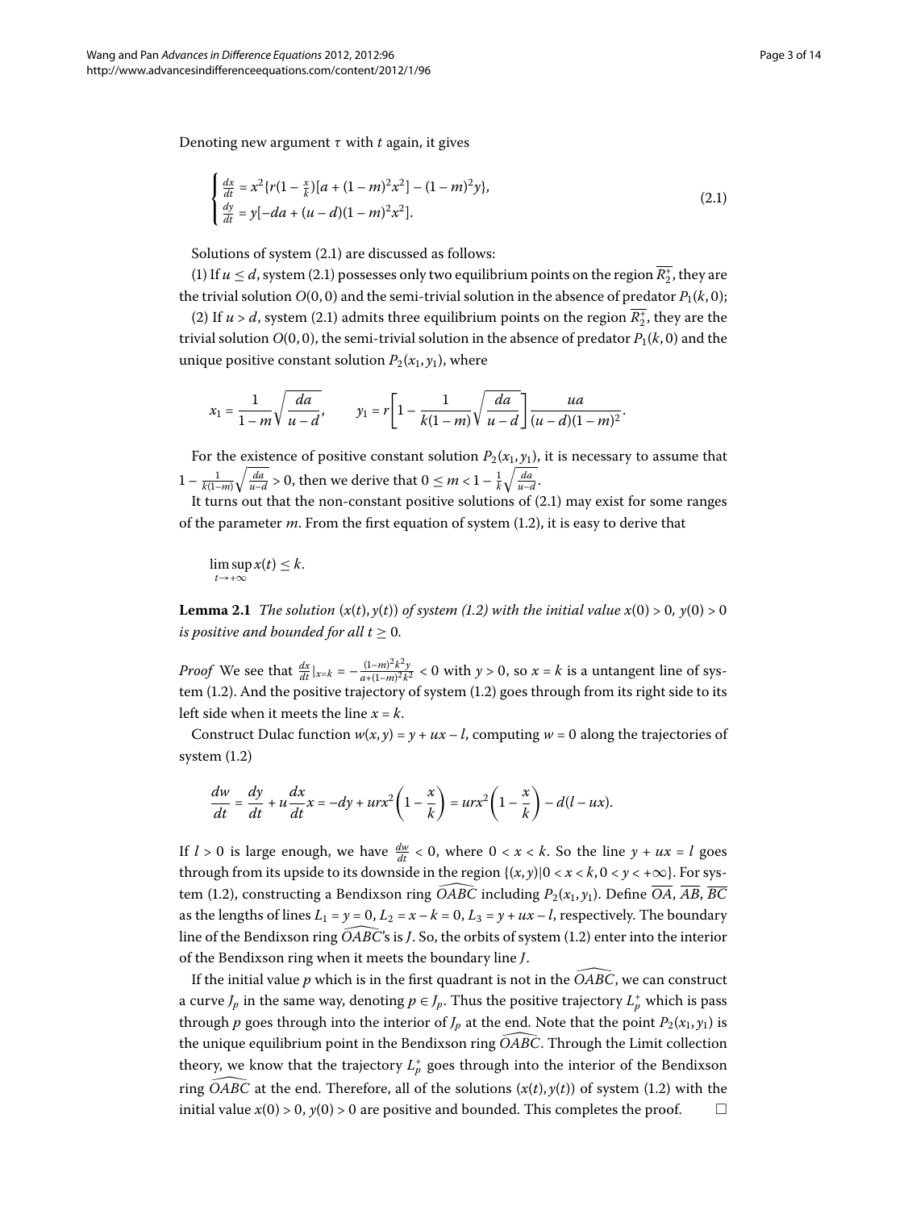Denoting new argument $\tau$ with $t$ again, it gives

$$\begin{cases} \frac{dx}{dt} = x^2\{r(1-\frac{x}{k})[a+(1-m)^2x^2]-(1-m)^2y\}, \\ \frac{dy}{dt} = y[-da+(u-d)(1-m)^2x^2]. \end{cases} \tag{2.1}$$

Solutions of system (2.1) are discussed as follows:

(1) If $u \le d$, system (2.1) possesses only two equilibrium points on the region $\overline{R_2^+}$, they are the trivial solution $O(0,0)$ and the semi-trivial solution in the absence of predator $P_1(k,0)$;

(2) If $u > d$, system (2.1) admits three equilibrium points on the region $\overline{R_2^+}$, they are the trivial solution $O(0,0)$, the semi-trivial solution in the absence of predator $P_1(k,0)$ and the unique positive constant solution $P_2(x_1,y_1)$, where

$$x_1 = \frac{1}{1-m}\sqrt{\frac{da}{u-d}}, \qquad y_1 = r\left[1-\frac{1}{k(1-m)}\sqrt{\frac{da}{u-d}}\right]\frac{ua}{(u-d)(1-m)^2}.$$

For the existence of positive constant solution $P_2(x_1,y_1)$, it is necessary to assume that $1-\frac{1}{k(1-m)}\sqrt{\frac{da}{u-d}} > 0$, then we derive that $0 \le m < 1-\frac{1}{k}\sqrt{\frac{da}{u-d}}$.

It turns out that the non-constant positive solutions of (2.1) may exist for some ranges of the parameter $m$. From the first equation of system (1.2), it is easy to derive that

$$\limsup_{t\to+\infty} x(t) \le k.$$

**Lemma 2.1** *The solution $(x(t),y(t))$ of system (1.2) with the initial value $x(0)>0$, $y(0)>0$ is positive and bounded for all $t \ge 0$.*

*Proof* We see that $\frac{dx}{dt}|_{x=k} = -\frac{(1-m)^2k^2y}{a+(1-m)^2k^2} < 0$ with $y > 0$, so $x = k$ is a untangent line of system (1.2). And the positive trajectory of system (1.2) goes through from its right side to its left side when it meets the line $x = k$.

Construct Dulac function $w(x,y) = y + ux - l$, computing $w = 0$ along the trajectories of system (1.2)

$$\frac{dw}{dt} = \frac{dy}{dt} + u\frac{dx}{dt}x = -dy + urx^2\left(1-\frac{x}{k}\right) = urx^2\left(1-\frac{x}{k}\right) - d(l-ux).$$

If $l > 0$ is large enough, we have $\frac{dw}{dt} < 0$, where $0 < x < k$. So the line $y + ux = l$ goes through from its upside to its downside in the region $\{(x,y)|0 < x < k, 0 < y < +\infty\}$. For system (1.2), constructing a Bendixson ring $\widehat{OABC}$ including $P_2(x_1,y_1)$. Define $\overline{OA}$, $\overline{AB}$, $\overline{BC}$ as the lengths of lines $L_1 = y = 0$, $L_2 = x - k = 0$, $L_3 = y + ux - l$, respectively. The boundary line of the Bendixson ring $\widehat{OABC}$'s is $J$. So, the orbits of system (1.2) enter into the interior of the Bendixson ring when it meets the boundary line $J$.

If the initial value $p$ which is in the first quadrant is not in the $\widehat{OABC}$, we can construct a curve $J_p$ in the same way, denoting $p \in J_p$. Thus the positive trajectory $L_p^+$ which is pass through $p$ goes through into the interior of $J_p$ at the end. Note that the point $P_2(x_1,y_1)$ is the unique equilibrium point in the Bendixson ring $\widehat{OABC}$. Through the Limit collection theory, we know that the trajectory $L_p^+$ goes through into the interior of the Bendixson ring $\widehat{OABC}$ at the end. Therefore, all of the solutions $(x(t),y(t))$ of system (1.2) with the initial value $x(0)>0$, $y(0)>0$ are positive and bounded. This completes the proof. □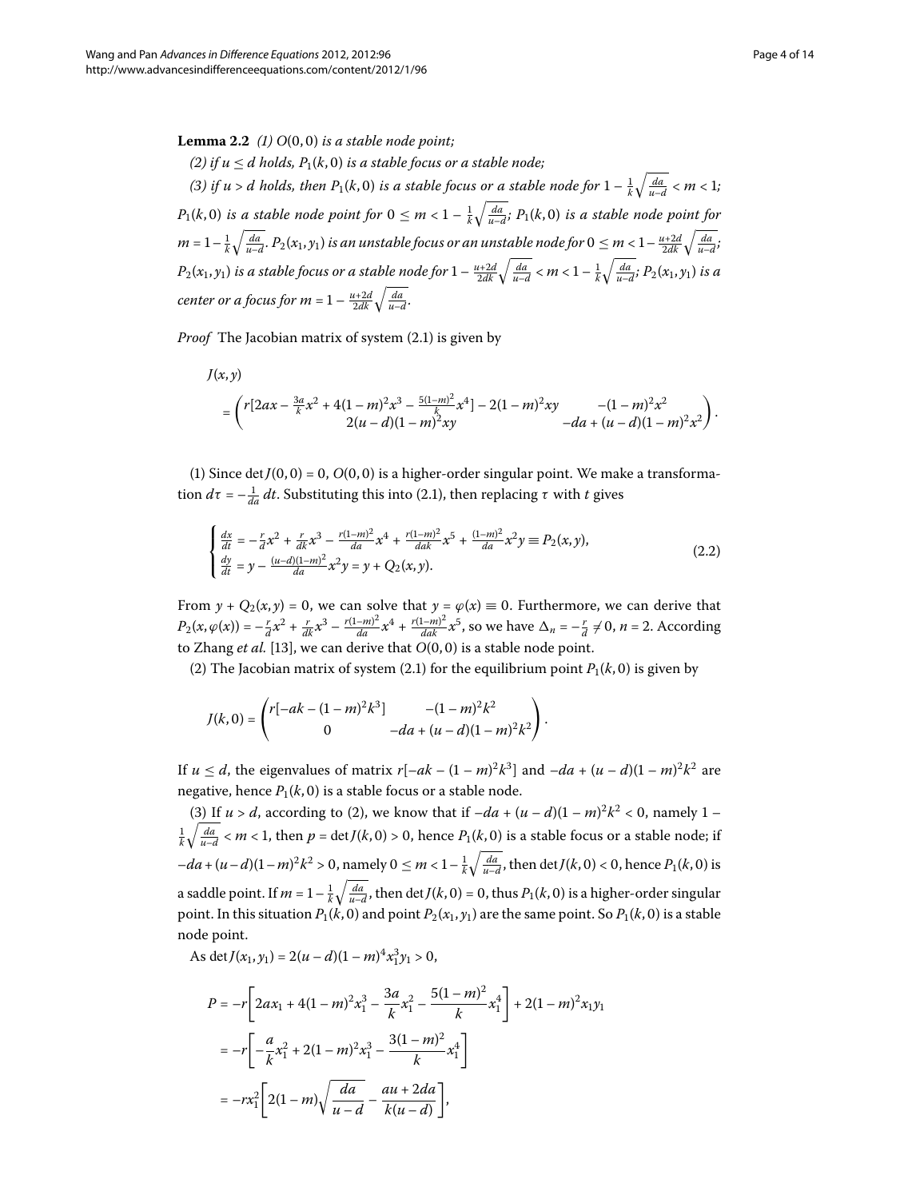**Lemma 2.2** *(1) $O(0,0)$ is a stable node point;*

*(2) if $u \le d$ holds, $P_1(k,0)$ is a stable focus or a stable node;*

*(3) if $u > d$ holds, then $P_1(k,0)$ is a stable focus or a stable node for $1 - \frac{1}{k}\sqrt{\frac{da}{u-d}} < m < 1$; $P_1(k,0)$ is a stable node point for $0 \le m < 1 - \frac{1}{k}\sqrt{\frac{da}{u-d}}$; $P_1(k,0)$ is a stable node point for $m = 1 - \frac{1}{k}\sqrt{\frac{da}{u-d}}$. $P_2(x_1,y_1)$ is an unstable focus or an unstable node for $0 \le m < 1 - \frac{u+2d}{2dk}\sqrt{\frac{da}{u-d}}$; $P_2(x_1,y_1)$ is a stable focus or a stable node for $1 - \frac{u+2d}{2dk}\sqrt{\frac{da}{u-d}} < m < 1 - \frac{1}{k}\sqrt{\frac{da}{u-d}}$; $P_2(x_1,y_1)$ is a center or a focus for $m = 1 - \frac{u+2d}{2dk}\sqrt{\frac{da}{u-d}}$.*

*Proof* The Jacobian matrix of system (2.1) is given by

$$
J(x,y) = \begin{pmatrix} r[2ax - \frac{3a}{k}x^2 + 4(1-m)^2x^3 - \frac{5(1-m)^2}{k}x^4] - 2(1-m)^2xy & -(1-m)^2x^2 \\ 2(u-d)(1-m)^2xy & -da + (u-d)(1-m)^2x^2 \end{pmatrix}.
$$

(1) Since $\det J(0,0) = 0$, $O(0,0)$ is a higher-order singular point. We make a transformation $d\tau = -\frac{1}{da}\,dt$. Substituting this into (2.1), then replacing $\tau$ with $t$ gives

$$
\begin{cases} \frac{dx}{dt} = -\frac{r}{d}x^2 + \frac{r}{dk}x^3 - \frac{r(1-m)^2}{da}x^4 + \frac{r(1-m)^2}{dak}x^5 + \frac{(1-m)^2}{da}x^2y \equiv P_2(x,y), \\ \frac{dy}{dt} = y - \frac{(u-d)(1-m)^2}{da}x^2y = y + Q_2(x,y). \end{cases} \tag{2.2}
$$

From $y + Q_2(x,y) = 0$, we can solve that $y = \varphi(x) \equiv 0$. Furthermore, we can derive that $P_2(x,\varphi(x)) = -\frac{r}{d}x^2 + \frac{r}{dk}x^3 - \frac{r(1-m)^2}{da}x^4 + \frac{r(1-m)^2}{dak}x^5$, so we have $\Delta_n = -\frac{r}{d} \ne 0$, $n = 2$. According to Zhang *et al.* [13], we can derive that $O(0,0)$ is a stable node point.

(2) The Jacobian matrix of system (2.1) for the equilibrium point $P_1(k,0)$ is given by

$$
J(k,0) = \begin{pmatrix} r[-ak - (1-m)^2k^3] & -(1-m)^2k^2 \\ 0 & -da + (u-d)(1-m)^2k^2 \end{pmatrix}.
$$

If $u \le d$, the eigenvalues of matrix $r[-ak - (1-m)^2k^3]$ and $-da + (u-d)(1-m)^2k^2$ are negative, hence $P_1(k,0)$ is a stable focus or a stable node.

(3) If $u > d$, according to (2), we know that if $-da + (u-d)(1-m)^2k^2 < 0$, namely $1 - \frac{1}{k}\sqrt{\frac{da}{u-d}} < m < 1$, then $p = \det J(k,0) > 0$, hence $P_1(k,0)$ is a stable focus or a stable node; if $-da + (u-d)(1-m)^2k^2 > 0$, namely $0 \le m < 1 - \frac{1}{k}\sqrt{\frac{da}{u-d}}$, then $\det J(k,0) < 0$, hence $P_1(k,0)$ is a saddle point. If $m = 1 - \frac{1}{k}\sqrt{\frac{da}{u-d}}$, then $\det J(k,0) = 0$, thus $P_1(k,0)$ is a higher-order singular point. In this situation $P_1(k,0)$ and point $P_2(x_1,y_1)$ are the same point. So $P_1(k,0)$ is a stable node point.

As $\det J(x_1,y_1) = 2(u-d)(1-m)^4x_1^3y_1 > 0$,

$$
\begin{aligned}
P &= -r\left[2ax_1 + 4(1-m)^2x_1^3 - \frac{3a}{k}x_1^2 - \frac{5(1-m)^2}{k}x_1^4\right] + 2(1-m)^2x_1y_1 \\
&= -r\left[-\frac{a}{k}x_1^2 + 2(1-m)^2x_1^3 - \frac{3(1-m)^2}{k}x_1^4\right] \\
&= -rx_1^2\left[2(1-m)\sqrt{\frac{da}{u-d}} - \frac{au + 2da}{k(u-d)}\right],
\end{aligned}
$$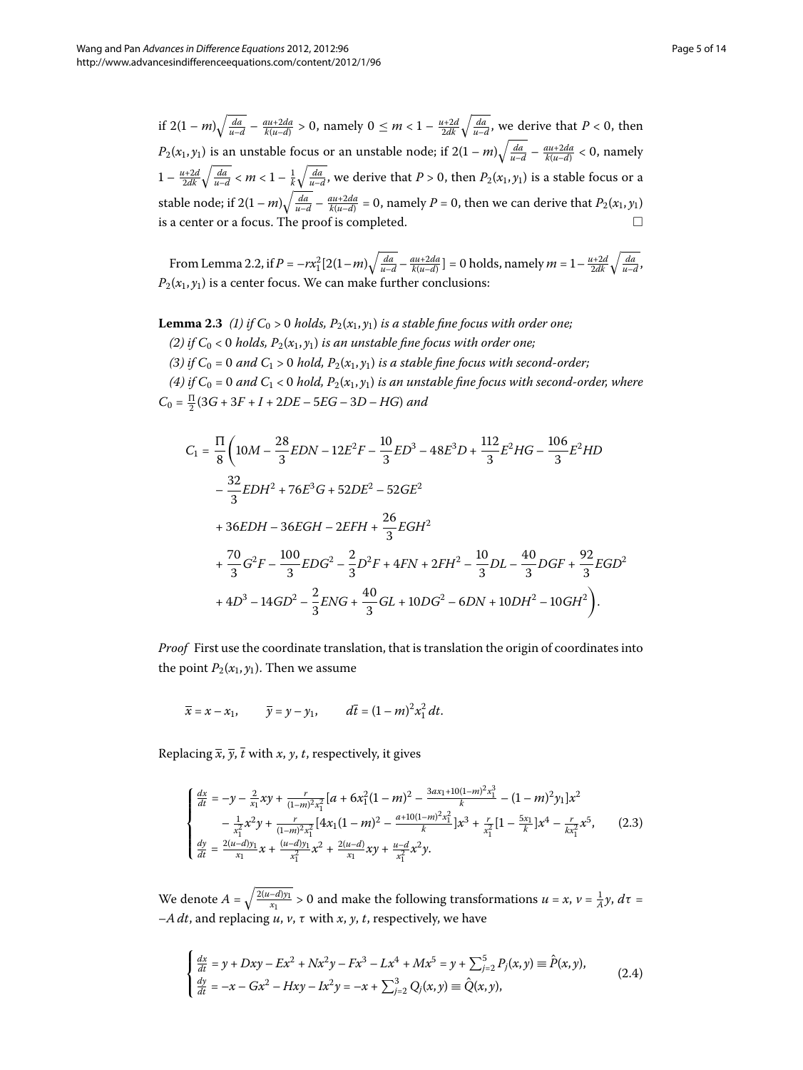if $2(1-m)\sqrt{\frac{da}{u-d}} - \frac{au+2da}{k(u-d)} > 0$, namely $0 \leq m < 1 - \frac{u+2d}{2dk}\sqrt{\frac{da}{u-d}}$, we derive that $P < 0$, then $P_2(x_1, y_1)$ is an unstable focus or an unstable node; if $2(1-m)\sqrt{\frac{da}{u-d}} - \frac{au+2da}{k(u-d)} < 0$, namely $1 - \frac{u+2d}{2dk}\sqrt{\frac{da}{u-d}} < m < 1 - \frac{1}{k}\sqrt{\frac{da}{u-d}}$, we derive that $P > 0$, then $P_2(x_1, y_1)$ is a stable focus or a stable node; if $2(1-m)\sqrt{\frac{da}{u-d}} - \frac{au+2da}{k(u-d)} = 0$, namely $P = 0$, then we can derive that $P_2(x_1, y_1)$ is a center or a focus. The proof is completed. □

From Lemma 2.2, if $P = -rx_1^2[2(1-m)\sqrt{\frac{da}{u-d}} - \frac{au+2da}{k(u-d)}] = 0$ holds, namely $m = 1 - \frac{u+2d}{2dk}\sqrt{\frac{da}{u-d}}$, $P_2(x_1, y_1)$ is a center focus. We can make further conclusions:

**Lemma 2.3** *(1) if $C_0 > 0$ holds, $P_2(x_1, y_1)$ is a stable fine focus with order one;*

*(2) if $C_0 < 0$ holds, $P_2(x_1, y_1)$ is an unstable fine focus with order one;*

*(3) if $C_0 = 0$ and $C_1 > 0$ hold, $P_2(x_1, y_1)$ is a stable fine focus with second-order;*

*(4) if $C_0 = 0$ and $C_1 < 0$ hold, $P_2(x_1, y_1)$ is an unstable fine focus with second-order, where $C_0 = \frac{\Pi}{2}(3G + 3F + I + 2DE - 5EG - 3D - HG)$ and*

$$
\begin{aligned}
C_1 = \frac{\Pi}{8}\bigg(&10M - \frac{28}{3}EDN - 12E^2F - \frac{10}{3}ED^3 - 48E^3D + \frac{112}{3}E^2HG - \frac{106}{3}E^2HD \\
&- \frac{32}{3}EDH^2 + 76E^3G + 52DE^2 - 52GE^2 \\
&+ 36EDH - 36EGH - 2EFH + \frac{26}{3}EGH^2 \\
&+ \frac{70}{3}G^2F - \frac{100}{3}EDG^2 - \frac{2}{3}D^2F + 4FN + 2FH^2 - \frac{10}{3}DL - \frac{40}{3}DGF + \frac{92}{3}EGD^2 \\
&+ 4D^3 - 14GD^2 - \frac{2}{3}ENG + \frac{40}{3}GL + 10DG^2 - 6DN + 10DH^2 - 10GH^2\bigg).
\end{aligned}
$$

*Proof* First use the coordinate translation, that is translation the origin of coordinates into the point $P_2(x_1, y_1)$. Then we assume

$$
\bar{x} = x - x_1, \qquad \bar{y} = y - y_1, \qquad d\bar{t} = (1-m)^2 x_1^2\, dt.
$$

Replacing $\bar{x}$, $\bar{y}$, $\bar{t}$ with $x$, $y$, $t$, respectively, it gives

$$
\begin{cases}
\frac{dx}{dt} = -y - \frac{2}{x_1}xy + \frac{r}{(1-m)^2x_1^2}[a + 6x_1^2(1-m)^2 - \frac{3ax_1+10(1-m)^2x_1^3}{k} - (1-m)^2y_1]x^2 \\
\qquad - \frac{1}{x_1^2}x^2y + \frac{r}{(1-m)^2x_1^2}[4x_1(1-m)^2 - \frac{a+10(1-m)^2x_1^2}{k}]x^3 + \frac{r}{x_1^2}[1 - \frac{5x_1}{k}]x^4 - \frac{r}{kx_1^2}x^5, \\
\frac{dy}{dt} = \frac{2(u-d)y_1}{x_1}x + \frac{(u-d)y_1}{x_1^2}x^2 + \frac{2(u-d)}{x_1}xy + \frac{u-d}{x_1^2}x^2y.
\end{cases}
\tag{2.3}
$$

We denote $A = \sqrt{\frac{2(u-d)y_1}{x_1}} > 0$ and make the following transformations $u = x$, $v = \frac{1}{A}y$, $d\tau = -A\,dt$, and replacing $u$, $v$, $\tau$ with $x$, $y$, $t$, respectively, we have

$$
\begin{cases}
\frac{dx}{dt} = y + Dxy - Ex^2 + Nx^2y - Fx^3 - Lx^4 + Mx^5 = y + \sum_{j=2}^{5} P_j(x,y) \equiv \hat{P}(x,y), \\
\frac{dy}{dt} = -x - Gx^2 - Hxy - Ix^2y = -x + \sum_{j=2}^{3} Q_j(x,y) \equiv \hat{Q}(x,y),
\end{cases}
\tag{2.4}
$$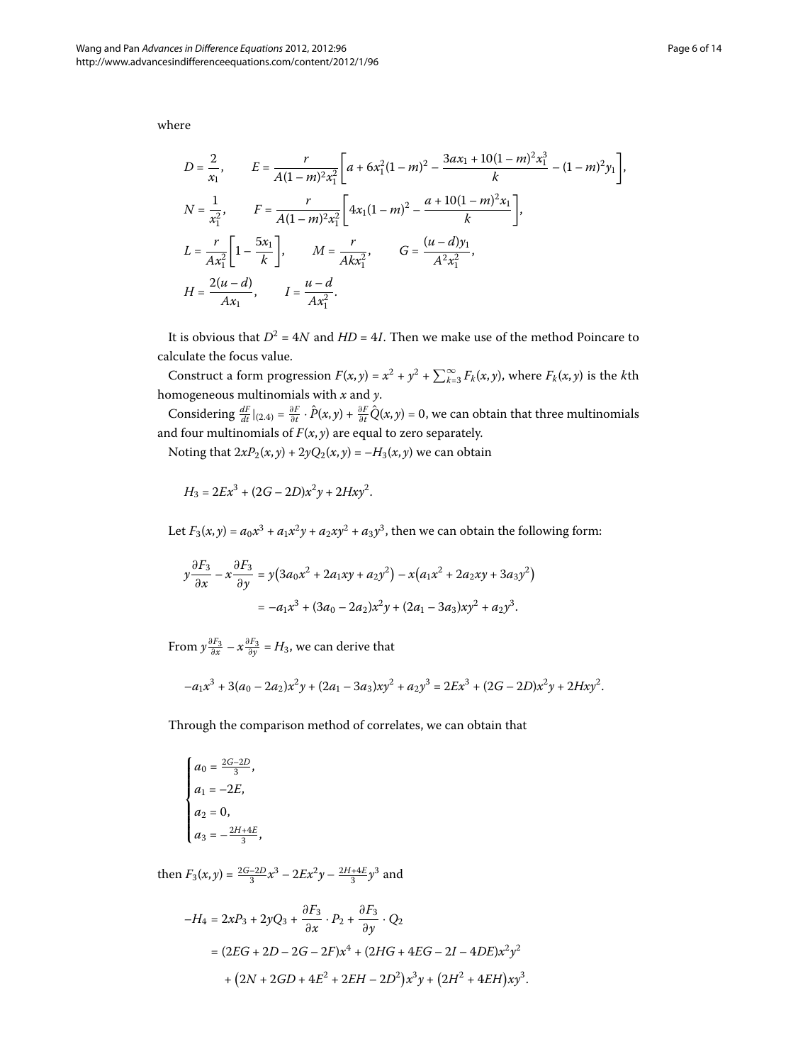where

$$D = \frac{2}{x_1}, \qquad E = \frac{r}{A(1-m)^2 x_1^2}\left[a + 6x_1^2(1-m)^2 - \frac{3ax_1 + 10(1-m)^2 x_1^3}{k} - (1-m)^2 y_1\right],$$

$$N = \frac{1}{x_1^2}, \qquad F = \frac{r}{A(1-m)^2 x_1^2}\left[4x_1(1-m)^2 - \frac{a + 10(1-m)^2 x_1}{k}\right],$$

$$L = \frac{r}{Ax_1^2}\left[1 - \frac{5x_1}{k}\right], \qquad M = \frac{r}{Akx_1^2}, \qquad G = \frac{(u-d)y_1}{A^2 x_1^2},$$

$$H = \frac{2(u-d)}{Ax_1}, \qquad I = \frac{u-d}{Ax_1^2}.$$

It is obvious that $D^2 = 4N$ and $HD = 4I$. Then we make use of the method Poincare to calculate the focus value.

Construct a form progression $F(x,y) = x^2 + y^2 + \sum_{k=3}^{\infty} F_k(x,y)$, where $F_k(x,y)$ is the $k$th homogeneous multinomials with $x$ and $y$.

Considering $\frac{dF}{dt}|_{(2.4)} = \frac{\partial F}{\partial t} \cdot \hat{P}(x,y) + \frac{\partial F}{\partial t}\hat{Q}(x,y) = 0$, we can obtain that three multinomials and four multinomials of $F(x,y)$ are equal to zero separately.

Noting that $2xP_2(x,y) + 2yQ_2(x,y) = -H_3(x,y)$ we can obtain

$$H_3 = 2Ex^3 + (2G - 2D)x^2 y + 2Hxy^2.$$

Let $F_3(x,y) = a_0 x^3 + a_1 x^2 y + a_2 xy^2 + a_3 y^3$, then we can obtain the following form:

$$\begin{aligned} y\frac{\partial F_3}{\partial x} - x\frac{\partial F_3}{\partial y} &= y\left(3a_0 x^2 + 2a_1 xy + a_2 y^2\right) - x\left(a_1 x^2 + 2a_2 xy + 3a_3 y^2\right) \\ &= -a_1 x^3 + (3a_0 - 2a_2)x^2 y + (2a_1 - 3a_3)xy^2 + a_2 y^3. \end{aligned}$$

From $y\frac{\partial F_3}{\partial x} - x\frac{\partial F_3}{\partial y} = H_3$, we can derive that

$$-a_1 x^3 + 3(a_0 - 2a_2)x^2 y + (2a_1 - 3a_3)xy^2 + a_2 y^3 = 2Ex^3 + (2G - 2D)x^2 y + 2Hxy^2.$$

Through the comparison method of correlates, we can obtain that

$$\begin{cases} a_0 = \frac{2G-2D}{3}, \\ a_1 = -2E, \\ a_2 = 0, \\ a_3 = -\frac{2H+4E}{3}, \end{cases}$$

then $F_3(x,y) = \frac{2G-2D}{3}x^3 - 2Ex^2 y - \frac{2H+4E}{3}y^3$ and

$$\begin{aligned} -H_4 &= 2xP_3 + 2yQ_3 + \frac{\partial F_3}{\partial x} \cdot P_2 + \frac{\partial F_3}{\partial y} \cdot Q_2 \\ &= (2EG + 2D - 2G - 2F)x^4 + (2HG + 4EG - 2I - 4DE)x^2 y^2 \\ &\quad + \left(2N + 2GD + 4E^2 + 2EH - 2D^2\right)x^3 y + \left(2H^2 + 4EH\right)xy^3. \end{aligned}$$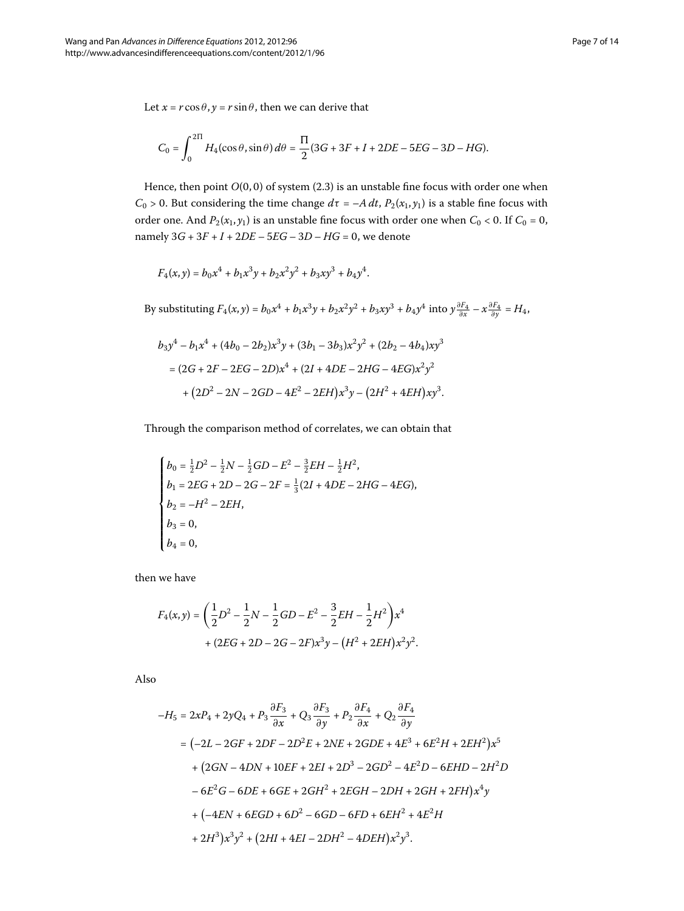Let $x = r\cos\theta, y = r\sin\theta$, then we can derive that

$$C_0 = \int_0^{2\Pi} H_4(\cos\theta, \sin\theta)\, d\theta = \frac{\Pi}{2}(3G + 3F + I + 2DE - 5EG - 3D - HG).$$

Hence, then point $O(0,0)$ of system (2.3) is an unstable fine focus with order one when $C_0 > 0$. But considering the time change $d\tau = -A\, dt$, $P_2(x_1, y_1)$ is a stable fine focus with order one. And $P_2(x_1, y_1)$ is an unstable fine focus with order one when $C_0 < 0$. If $C_0 = 0$, namely $3G + 3F + I + 2DE - 5EG - 3D - HG = 0$, we denote

$$F_4(x,y) = b_0x^4 + b_1x^3y + b_2x^2y^2 + b_3xy^3 + b_4y^4.$$

By substituting $F_4(x,y) = b_0x^4 + b_1x^3y + b_2x^2y^2 + b_3xy^3 + b_4y^4$ into $y\frac{\partial F_4}{\partial x} - x\frac{\partial F_4}{\partial y} = H_4$,

$$\begin{aligned}
&b_3y^4 - b_1x^4 + (4b_0 - 2b_2)x^3y + (3b_1 - 3b_3)x^2y^2 + (2b_2 - 4b_4)xy^3 \\
&\quad = (2G + 2F - 2EG - 2D)x^4 + (2I + 4DE - 2HG - 4EG)x^2y^2 \\
&\qquad + \left(2D^2 - 2N - 2GD - 4E^2 - 2EH\right)x^3y - \left(2H^2 + 4EH\right)xy^3.
\end{aligned}$$

Through the comparison method of correlates, we can obtain that

$$\begin{cases}
b_0 = \frac{1}{2}D^2 - \frac{1}{2}N - \frac{1}{2}GD - E^2 - \frac{3}{2}EH - \frac{1}{2}H^2, \\
b_1 = 2EG + 2D - 2G - 2F = \frac{1}{3}(2I + 4DE - 2HG - 4EG), \\
b_2 = -H^2 - 2EH, \\
b_3 = 0, \\
b_4 = 0,
\end{cases}$$

then we have

$$\begin{aligned}
F_4(x,y) &= \left(\frac{1}{2}D^2 - \frac{1}{2}N - \frac{1}{2}GD - E^2 - \frac{3}{2}EH - \frac{1}{2}H^2\right)x^4 \\
&\quad + (2EG + 2D - 2G - 2F)x^3y - \left(H^2 + 2EH\right)x^2y^2.
\end{aligned}$$

Also

$$\begin{aligned}
-H_5 &= 2xP_4 + 2yQ_4 + P_3\frac{\partial F_3}{\partial x} + Q_3\frac{\partial F_3}{\partial y} + P_2\frac{\partial F_4}{\partial x} + Q_2\frac{\partial F_4}{\partial y} \\
&= \left(-2L - 2GF + 2DF - 2D^2E + 2NE + 2GDE + 4E^3 + 6E^2H + 2EH^2\right)x^5 \\
&\quad + \left(2GN - 4DN + 10EF + 2EI + 2D^3 - 2GD^2 - 4E^2D - 6EHD - 2H^2D\right. \\
&\quad \left. - 6E^2G - 6DE + 6GE + 2GH^2 + 2EGH - 2DH + 2GH + 2FH\right)x^4y \\
&\quad + \left(-4EN + 6EGD + 6D^2 - 6GD - 6FD + 6EH^2 + 4E^2H\right. \\
&\quad \left. + 2H^3\right)x^3y^2 + \left(2HI + 4EI - 2DH^2 - 4DEH\right)x^2y^3.
\end{aligned}$$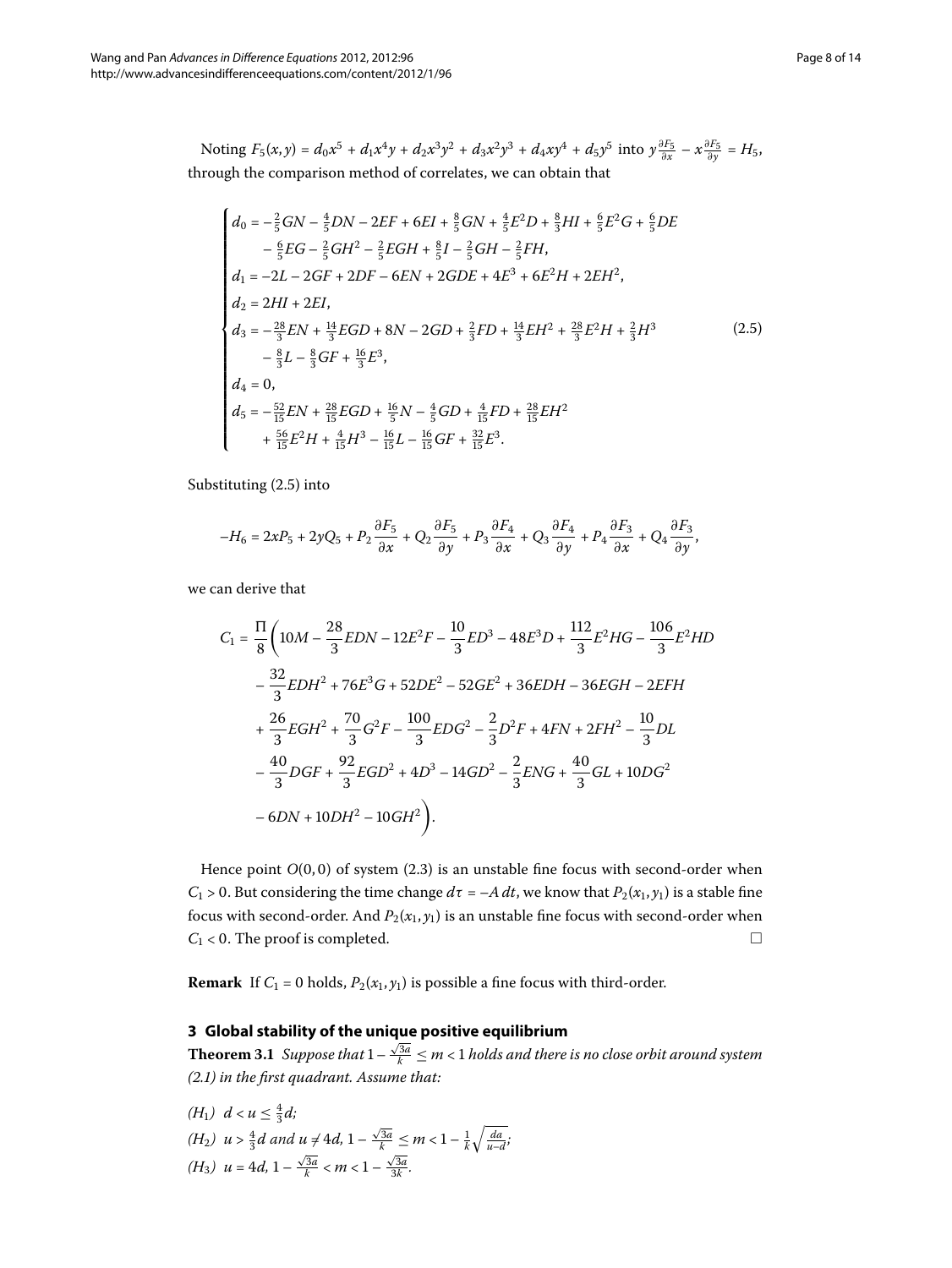Noting $F_5(x,y) = d_0x^5 + d_1x^4y + d_2x^3y^2 + d_3x^2y^3 + d_4xy^4 + d_5y^5$ into $y\frac{\partial F_5}{\partial x} - x\frac{\partial F_5}{\partial y} = H_5$, through the comparison method of correlates, we can obtain that

$$
\begin{cases}
d_0 = -\frac{2}{5}GN - \frac{4}{5}DN - 2EF + 6EI + \frac{8}{5}GN + \frac{4}{5}E^2D + \frac{8}{3}HI + \frac{6}{5}E^2G + \frac{6}{5}DE \\
\qquad - \frac{6}{5}EG - \frac{2}{5}GH^2 - \frac{2}{5}EGH + \frac{8}{5}I - \frac{2}{5}GH - \frac{2}{5}FH, \\
d_1 = -2L - 2GF + 2DF - 6EN + 2GDE + 4E^3 + 6E^2H + 2EH^2, \\
d_2 = 2HI + 2EI, \\
d_3 = -\frac{28}{3}EN + \frac{14}{3}EGD + 8N - 2GD + \frac{2}{3}FD + \frac{14}{3}EH^2 + \frac{28}{3}E^2H + \frac{2}{3}H^3 \\
\qquad - \frac{8}{3}L - \frac{8}{3}GF + \frac{16}{3}E^3, \\
d_4 = 0, \\
d_5 = -\frac{52}{15}EN + \frac{28}{15}EGD + \frac{16}{5}N - \frac{4}{5}GD + \frac{4}{15}FD + \frac{28}{15}EH^2 \\
\qquad + \frac{56}{15}E^2H + \frac{4}{15}H^3 - \frac{16}{15}L - \frac{16}{15}GF + \frac{32}{15}E^3.
\end{cases}
\tag{2.5}
$$

Substituting (2.5) into

$$
-H_6 = 2xP_5 + 2yQ_5 + P_2\frac{\partial F_5}{\partial x} + Q_2\frac{\partial F_5}{\partial y} + P_3\frac{\partial F_4}{\partial x} + Q_3\frac{\partial F_4}{\partial y} + P_4\frac{\partial F_3}{\partial x} + Q_4\frac{\partial F_3}{\partial y},
$$

we can derive that

$$
\begin{aligned}
C_1 = \frac{\Pi}{8}\bigg(&10M - \frac{28}{3}EDN - 12E^2F - \frac{10}{3}ED^3 - 48E^3D + \frac{112}{3}E^2HG - \frac{106}{3}E^2HD \\
&- \frac{32}{3}EDH^2 + 76E^3G + 52DE^2 - 52GE^2 + 36EDH - 36EGH - 2EFH \\
&+ \frac{26}{3}EGH^2 + \frac{70}{3}G^2F - \frac{100}{3}EDG^2 - \frac{2}{3}D^2F + 4FN + 2FH^2 - \frac{10}{3}DL \\
&- \frac{40}{3}DGF + \frac{92}{3}EGD^2 + 4D^3 - 14GD^2 - \frac{2}{3}ENG + \frac{40}{3}GL + 10DG^2 \\
&- 6DN + 10DH^2 - 10GH^2\bigg).
\end{aligned}
$$

Hence point $O(0,0)$ of system (2.3) is an unstable fine focus with second-order when $C_1 > 0$. But considering the time change $d\tau = -A\,dt$, we know that $P_2(x_1, y_1)$ is a stable fine focus with second-order. And $P_2(x_1, y_1)$ is an unstable fine focus with second-order when $C_1 < 0$. The proof is completed. □

**Remark** If $C_1 = 0$ holds, $P_2(x_1, y_1)$ is possible a fine focus with third-order.

## 3 Global stability of the unique positive equilibrium

**Theorem 3.1** *Suppose that* $1 - \frac{\sqrt{3a}}{k} \le m < 1$ *holds and there is no close orbit around system (2.1) in the first quadrant. Assume that:*

*($H_1$)* $d < u \le \frac{4}{3}d$;
*($H_2$)* $u > \frac{4}{3}d$ *and* $u \neq 4d$, $1 - \frac{\sqrt{3a}}{k} \le m < 1 - \frac{1}{k}\sqrt{\frac{da}{u-d}}$;
*($H_3$)* $u = 4d$, $1 - \frac{\sqrt{3a}}{k} < m < 1 - \frac{\sqrt{3a}}{3k}$.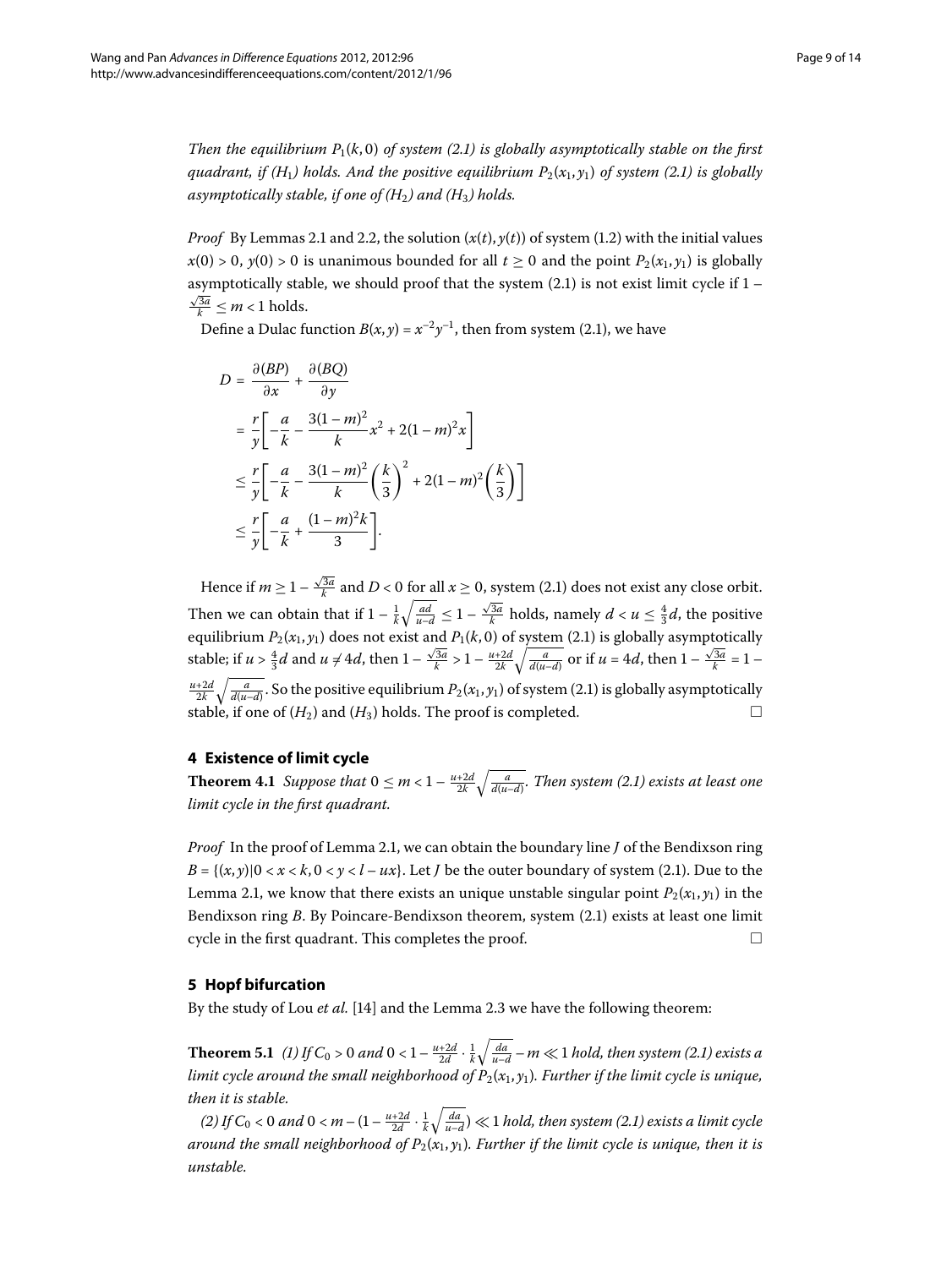*Then the equilibrium $P_1(k,0)$ of system (2.1) is globally asymptotically stable on the first quadrant, if ($H_1$) holds. And the positive equilibrium $P_2(x_1,y_1)$ of system (2.1) is globally asymptotically stable, if one of ($H_2$) and ($H_3$) holds.*

*Proof* By Lemmas 2.1 and 2.2, the solution $(x(t),y(t))$ of system (1.2) with the initial values $x(0)>0$, $y(0)>0$ is unanimous bounded for all $t\geq 0$ and the point $P_2(x_1,y_1)$ is globally asymptotically stable, we should proof that the system (2.1) is not exist limit cycle if $1-\frac{\sqrt{3a}}{k}\leq m<1$ holds.

Define a Dulac function $B(x,y)=x^{-2}y^{-1}$, then from system (2.1), we have

$$
\begin{aligned}
D &= \frac{\partial(BP)}{\partial x}+\frac{\partial(BQ)}{\partial y} \\
&= \frac{r}{y}\left[-\frac{a}{k}-\frac{3(1-m)^2}{k}x^2+2(1-m)^2x\right] \\
&\leq \frac{r}{y}\left[-\frac{a}{k}-\frac{3(1-m)^2}{k}\left(\frac{k}{3}\right)^2+2(1-m)^2\left(\frac{k}{3}\right)\right] \\
&\leq \frac{r}{y}\left[-\frac{a}{k}+\frac{(1-m)^2k}{3}\right].
\end{aligned}
$$

Hence if $m\geq 1-\frac{\sqrt{3a}}{k}$ and $D<0$ for all $x\geq 0$, system (2.1) does not exist any close orbit. Then we can obtain that if $1-\frac{1}{k}\sqrt{\frac{ad}{u-d}}\leq 1-\frac{\sqrt{3a}}{k}$ holds, namely $d<u\leq\frac{4}{3}d$, the positive equilibrium $P_2(x_1,y_1)$ does not exist and $P_1(k,0)$ of system (2.1) is globally asymptotically stable; if $u>\frac{4}{3}d$ and $u\neq 4d$, then $1-\frac{\sqrt{3a}}{k}>1-\frac{u+2d}{2k}\sqrt{\frac{a}{d(u-d)}}$ or if $u=4d$, then $1-\frac{\sqrt{3a}}{k}=1-\frac{u+2d}{2k}\sqrt{\frac{a}{d(u-d)}}$. So the positive equilibrium $P_2(x_1,y_1)$ of system (2.1) is globally asymptotically stable, if one of ($H_2$) and ($H_3$) holds. The proof is completed. □

## 4 Existence of limit cycle

**Theorem 4.1** *Suppose that $0\leq m<1-\frac{u+2d}{2k}\sqrt{\frac{a}{d(u-d)}}$. Then system (2.1) exists at least one limit cycle in the first quadrant.*

*Proof* In the proof of Lemma 2.1, we can obtain the boundary line $J$ of the Bendixson ring $B=\{(x,y)|0<x<k,0<y<l-ux\}$. Let $J$ be the outer boundary of system (2.1). Due to the Lemma 2.1, we know that there exists an unique unstable singular point $P_2(x_1,y_1)$ in the Bendixson ring $B$. By Poincare-Bendixson theorem, system (2.1) exists at least one limit cycle in the first quadrant. This completes the proof. □

## 5 Hopf bifurcation

By the study of Lou *et al.* [14] and the Lemma 2.3 we have the following theorem:

**Theorem 5.1** *(1) If $C_0>0$ and $0<1-\frac{u+2d}{2d}\cdot\frac{1}{k}\sqrt{\frac{da}{u-d}}-m\ll 1$ hold, then system (2.1) exists a limit cycle around the small neighborhood of $P_2(x_1,y_1)$. Further if the limit cycle is unique, then it is stable.*

*(2) If $C_0<0$ and $0<m-(1-\frac{u+2d}{2d}\cdot\frac{1}{k}\sqrt{\frac{da}{u-d}})\ll 1$ hold, then system (2.1) exists a limit cycle around the small neighborhood of $P_2(x_1,y_1)$. Further if the limit cycle is unique, then it is unstable.*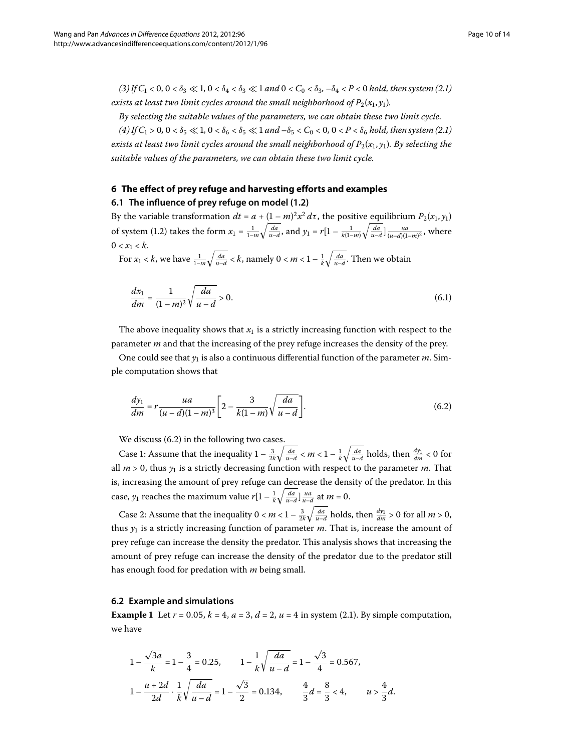*(3) If $C_1 < 0$, $0 < \delta_3 \ll 1$, $0 < \delta_4 < \delta_3 \ll 1$ and $0 < C_0 < \delta_3$, $-\delta_4 < P < 0$ hold, then system (2.1) exists at least two limit cycles around the small neighborhood of $P_2(x_1, y_1)$.*

*By selecting the suitable values of the parameters, we can obtain these two limit cycle.*

*(4) If $C_1 > 0$, $0 < \delta_5 \ll 1$, $0 < \delta_6 < \delta_5 \ll 1$ and $-\delta_5 < C_0 < 0$, $0 < P < \delta_6$ hold, then system (2.1) exists at least two limit cycles around the small neighborhood of $P_2(x_1, y_1)$. By selecting the suitable values of the parameters, we can obtain these two limit cycle.*

## 6 The effect of prey refuge and harvesting efforts and examples

### 6.1 The influence of prey refuge on model (1.2)

By the variable transformation $dt = a + (1-m)^2 x^2 \, d\tau$, the positive equilibrium $P_2(x_1, y_1)$ of system (1.2) takes the form $x_1 = \frac{1}{1-m}\sqrt{\frac{da}{u-d}}$, and $y_1 = r[1 - \frac{1}{k(1-m)}\sqrt{\frac{da}{u-d}}]\frac{ua}{(u-d)(1-m)^2}$, where $0 < x_1 < k$.

For $x_1 < k$, we have $\frac{1}{1-m}\sqrt{\frac{da}{u-d}} < k$, namely $0 < m < 1 - \frac{1}{k}\sqrt{\frac{da}{u-d}}$. Then we obtain

$$\frac{dx_1}{dm} = \frac{1}{(1-m)^2}\sqrt{\frac{da}{u-d}} > 0. \tag{6.1}$$

The above inequality shows that $x_1$ is a strictly increasing function with respect to the parameter $m$ and that the increasing of the prey refuge increases the density of the prey.

One could see that $y_1$ is also a continuous differential function of the parameter $m$. Simple computation shows that

$$\frac{dy_1}{dm} = r\frac{ua}{(u-d)(1-m)^3}\left[2 - \frac{3}{k(1-m)}\sqrt{\frac{da}{u-d}}\right]. \tag{6.2}$$

We discuss (6.2) in the following two cases.

Case 1: Assume that the inequality $1 - \frac{3}{2k}\sqrt{\frac{da}{u-d}} < m < 1 - \frac{1}{k}\sqrt{\frac{da}{u-d}}$ holds, then $\frac{dy_1}{dm} < 0$ for all $m > 0$, thus $y_1$ is a strictly decreasing function with respect to the parameter $m$. That is, increasing the amount of prey refuge can decrease the density of the predator. In this case, $y_1$ reaches the maximum value $r[1 - \frac{1}{k}\sqrt{\frac{da}{u-d}}]\frac{ua}{u-d}$ at $m = 0$.

Case 2: Assume that the inequality $0 < m < 1 - \frac{3}{2k}\sqrt{\frac{da}{u-d}}$ holds, then $\frac{dy_1}{dm} > 0$ for all $m > 0$, thus $y_1$ is a strictly increasing function of parameter $m$. That is, increase the amount of prey refuge can increase the density the predator. This analysis shows that increasing the amount of prey refuge can increase the density of the predator due to the predator still has enough food for predation with $m$ being small.

### 6.2 Example and simulations

**Example 1** Let $r = 0.05$, $k = 4$, $a = 3$, $d = 2$, $u = 4$ in system (2.1). By simple computation, we have

$$1 - \frac{\sqrt{3a}}{k} = 1 - \frac{3}{4} = 0.25, \qquad 1 - \frac{1}{k}\sqrt{\frac{da}{u-d}} = 1 - \frac{\sqrt{3}}{4} = 0.567,$$

$$1 - \frac{u+2d}{2d}\cdot\frac{1}{k}\sqrt{\frac{da}{u-d}} = 1 - \frac{\sqrt{3}}{2} = 0.134, \qquad \frac{4}{3}d = \frac{8}{3} < 4, \qquad u > \frac{4}{3}d.$$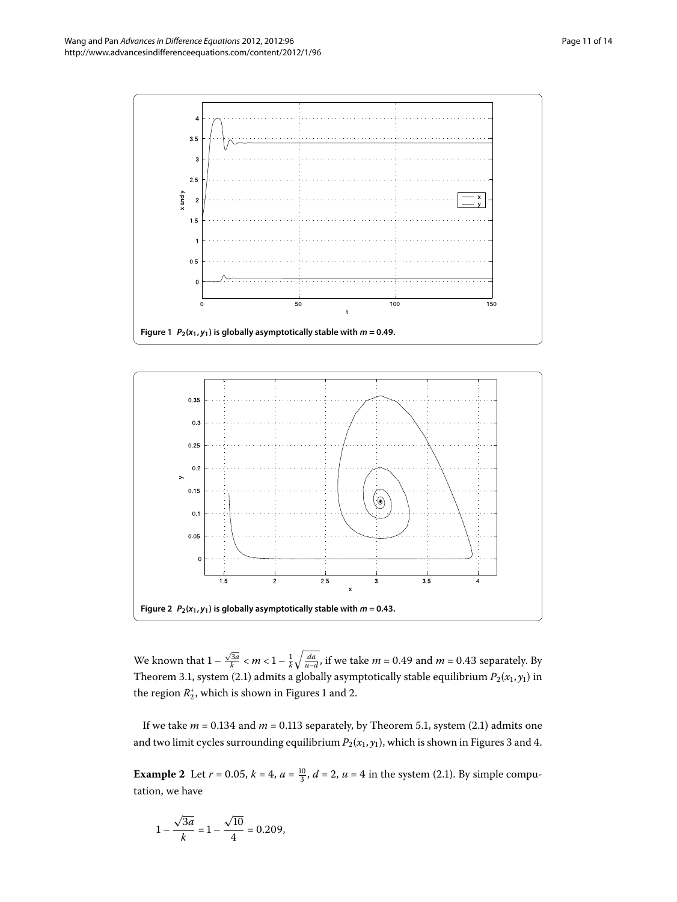**Figure 1** $P_2(x_1, y_1)$ **is globally asymptotically stable with** $m = 0.49$**.**

**Figure 2** $P_2(x_1, y_1)$ **is globally asymptotically stable with** $m = 0.43$**.**

We known that $1 - \frac{\sqrt{3a}}{k} < m < 1 - \frac{1}{k}\sqrt{\frac{da}{u-d}}$, if we take $m = 0.49$ and $m = 0.43$ separately. By Theorem 3.1, system (2.1) admits a globally asymptotically stable equilibrium $P_2(x_1, y_1)$ in the region $R_2^+$, which is shown in Figures 1 and 2.

If we take $m = 0.134$ and $m = 0.113$ separately, by Theorem 5.1, system (2.1) admits one and two limit cycles surrounding equilibrium $P_2(x_1, y_1)$, which is shown in Figures 3 and 4.

**Example 2** Let $r = 0.05$, $k = 4$, $a = \frac{10}{3}$, $d = 2$, $u = 4$ in the system (2.1). By simple computation, we have

$$1 - \frac{\sqrt{3a}}{k} = 1 - \frac{\sqrt{10}}{4} = 0.209,$$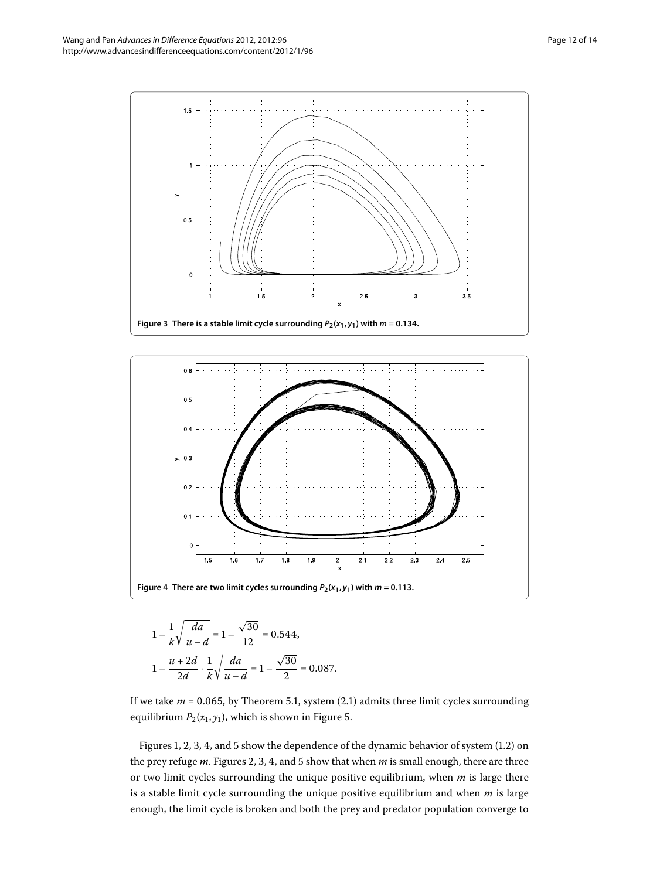Figure 3 There is a stable limit cycle surrounding $P_2(x_1, y_1)$ with $m = 0.134$.

Figure 4 There are two limit cycles surrounding $P_2(x_1, y_1)$ with $m = 0.113$.

$$1 - \frac{1}{k}\sqrt{\frac{da}{u-d}} = 1 - \frac{\sqrt{30}}{12} = 0.544,$$

$$1 - \frac{u+2d}{2d} \cdot \frac{1}{k}\sqrt{\frac{da}{u-d}} = 1 - \frac{\sqrt{30}}{2} = 0.087.$$

If we take $m = 0.065$, by Theorem 5.1, system (2.1) admits three limit cycles surrounding equilibrium $P_2(x_1, y_1)$, which is shown in Figure 5.

Figures 1, 2, 3, 4, and 5 show the dependence of the dynamic behavior of system (1.2) on the prey refuge $m$. Figures 2, 3, 4, and 5 show that when $m$ is small enough, there are three or two limit cycles surrounding the unique positive equilibrium, when $m$ is large there is a stable limit cycle surrounding the unique positive equilibrium and when $m$ is large enough, the limit cycle is broken and both the prey and predator population converge to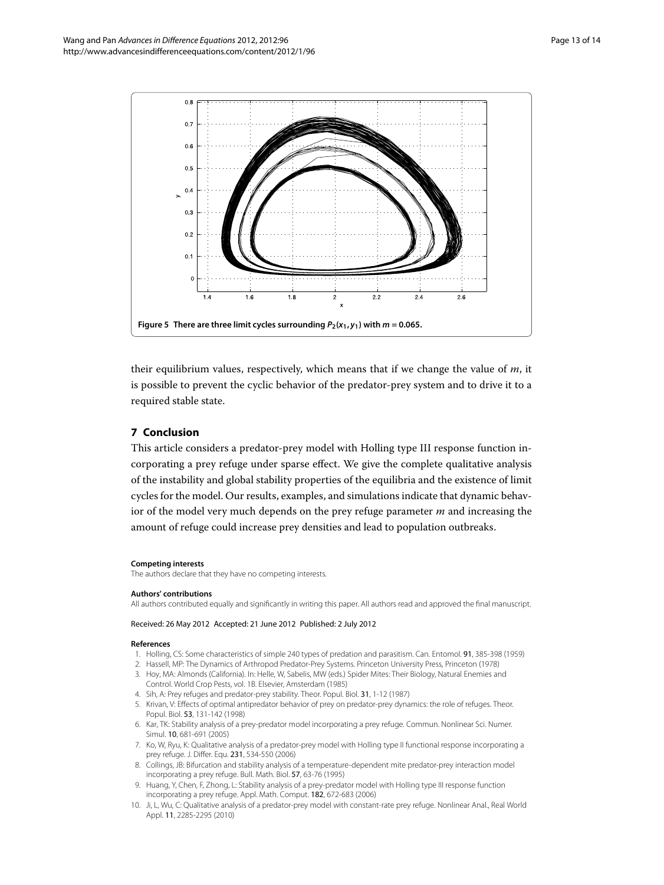**Figure 5 There are three limit cycles surrounding $P_2(x_1, y_1)$ with $m = 0.065$.**

their equilibrium values, respectively, which means that if we change the value of $m$, it is possible to prevent the cyclic behavior of the predator-prey system and to drive it to a required stable state.

## 7 Conclusion

This article considers a predator-prey model with Holling type III response function incorporating a prey refuge under sparse effect. We give the complete qualitative analysis of the instability and global stability properties of the equilibria and the existence of limit cycles for the model. Our results, examples, and simulations indicate that dynamic behavior of the model very much depends on the prey refuge parameter $m$ and increasing the amount of refuge could increase prey densities and lead to population outbreaks.

#### Competing interests

The authors declare that they have no competing interests.

#### Authors' contributions

All authors contributed equally and significantly in writing this paper. All authors read and approved the final manuscript.

Received: 26 May 2012 Accepted: 21 June 2012 Published: 2 July 2012

#### References

1. Holling, CS: Some characteristics of simple 240 types of predation and parasitism. Can. Entomol. **91**, 385-398 (1959)
2. Hassell, MP: The Dynamics of Arthropod Predator-Prey Systems. Princeton University Press, Princeton (1978)
3. Hoy, MA: Almonds (California). In: Helle, W, Sabelis, MW (eds.) Spider Mites: Their Biology, Natural Enemies and Control. World Crop Pests, vol. 1B. Elsevier, Amsterdam (1985)
4. Sih, A: Prey refuges and predator-prey stability. Theor. Popul. Biol. **31**, 1-12 (1987)
5. Krivan, V: Effects of optimal antipredator behavior of prey on predator-prey dynamics: the role of refuges. Theor. Popul. Biol. **53**, 131-142 (1998)
6. Kar, TK: Stability analysis of a prey-predator model incorporating a prey refuge. Commun. Nonlinear Sci. Numer. Simul. **10**, 681-691 (2005)
7. Ko, W, Ryu, K: Qualitative analysis of a predator-prey model with Holling type II functional response incorporating a prey refuge. J. Differ. Equ. **231**, 534-550 (2006)
8. Collings, JB: Bifurcation and stability analysis of a temperature-dependent mite predator-prey interaction model incorporating a prey refuge. Bull. Math. Biol. **57**, 63-76 (1995)
9. Huang, Y, Chen, F, Zhong, L: Stability analysis of a prey-predator model with Holling type III response function incorporating a prey refuge. Appl. Math. Comput. **182**, 672-683 (2006)
10. Ji, L, Wu, C: Qualitative analysis of a predator-prey model with constant-rate prey refuge. Nonlinear Anal., Real World Appl. **11**, 2285-2295 (2010)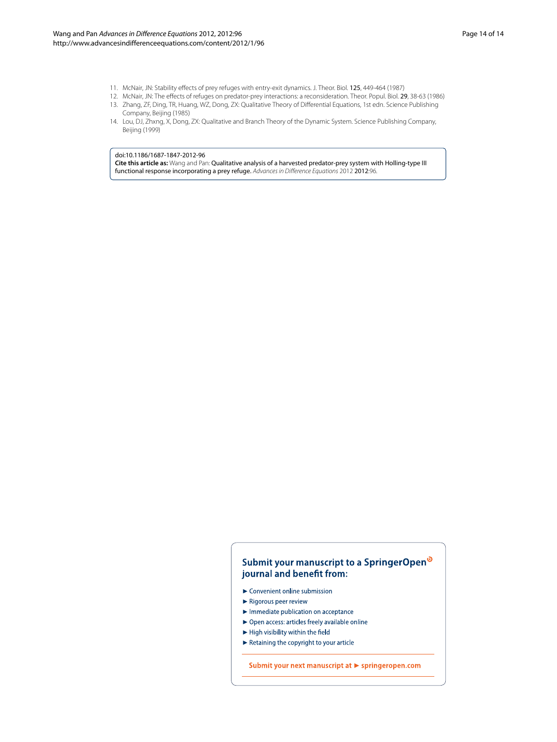11. McNair, JN: Stability effects of prey refuges with entry-exit dynamics. J. Theor. Biol. **125**, 449-464 (1987)
12. McNair, JN: The effects of refuges on predator-prey interactions: a reconsideration. Theor. Popul. Biol. **29**, 38-63 (1986)
13. Zhang, ZF, Ding, TR, Huang, WZ, Dong, ZX: Qualitative Theory of Differential Equations, 1st edn. Science Publishing Company, Beijing (1985)
14. Lou, DJ, Zhxng, X, Dong, ZX: Qualitative and Branch Theory of the Dynamic System. Science Publishing Company, Beijing (1999)

doi:10.1186/1687-1847-2012-96
**Cite this article as:** Wang and Pan: Qualitative analysis of a harvested predator-prey system with Holling-type III functional response incorporating a prey refuge. *Advances in Difference Equations* 2012 **2012**:96.

**Submit your manuscript to a SpringerOpen journal and benefit from:**

- ► Convenient online submission
- ► Rigorous peer review
- ► Immediate publication on acceptance
- ► Open access: articles freely available online
- ► High visibility within the field
- ► Retaining the copyright to your article

**Submit your next manuscript at ► springeropen.com**